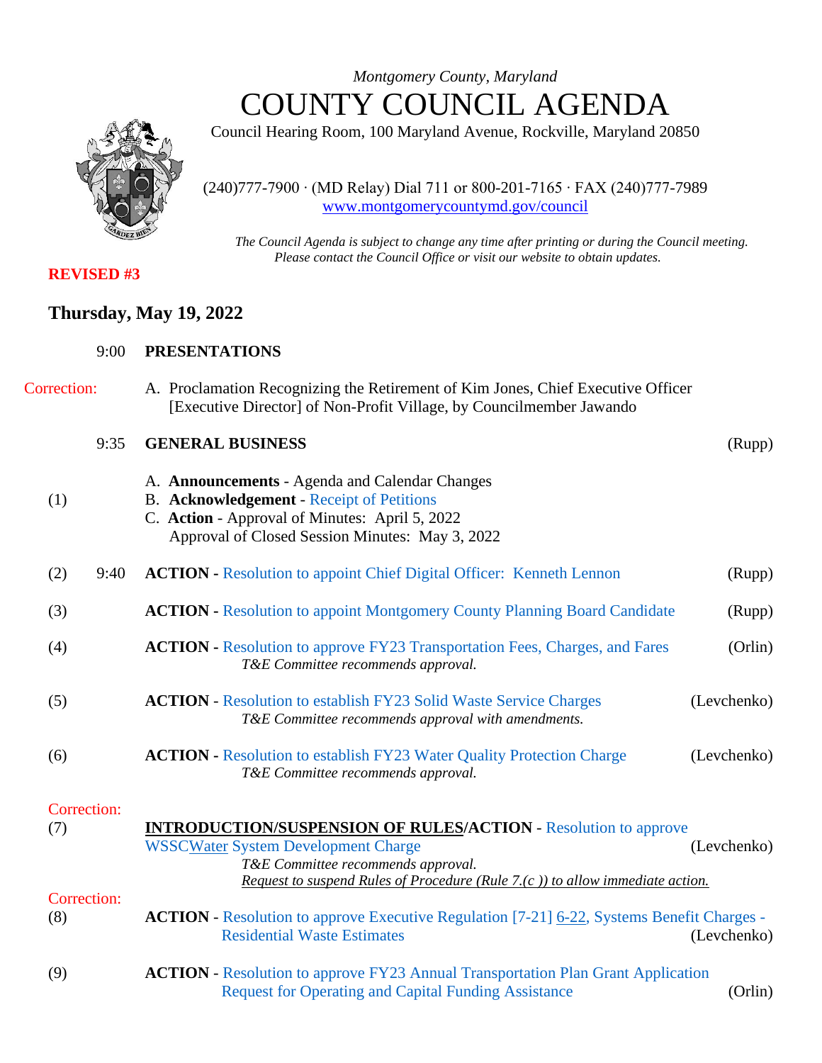*Montgomery County, Maryland*

# COUNTY COUNCIL AGENDA

Council Hearing Room, 100 Maryland Avenue, Rockville, Maryland 20850

(240)777-7900 · (MD Relay) Dial 711 or 800-201-7165 · FAX (240)777-7989
www.montgomerycountymd.gov/council

*The Council Agenda is subject to change any time after printing or during the Council meeting. Please contact the Council Office or visit our website to obtain updates.*

**REVISED #3**

## Thursday, May 19, 2022

9:00 **PRESENTATIONS**

Correction: A. Proclamation Recognizing the Retirement of Kim Jones, Chief Executive Officer [Executive Director] of Non-Profit Village, by Councilmember Jawando

9:35 **GENERAL BUSINESS** (Rupp)

(1)
A. **Announcements** - Agenda and Calendar Changes
B. **Acknowledgement** - Receipt of Petitions
C. **Action** - Approval of Minutes: April 5, 2022
Approval of Closed Session Minutes: May 3, 2022

(2) 9:40 **ACTION -** Resolution to appoint Chief Digital Officer: Kenneth Lennon (Rupp)

(3) **ACTION -** Resolution to appoint Montgomery County Planning Board Candidate (Rupp)

(4) **ACTION -** Resolution to approve FY23 Transportation Fees, Charges, and Fares (Orlin)
*T&E Committee recommends approval.*

(5) **ACTION -** Resolution to establish FY23 Solid Waste Service Charges (Levchenko)
*T&E Committee recommends approval with amendments.*

(6) **ACTION -** Resolution to establish FY23 Water Quality Protection Charge (Levchenko)
*T&E Committee recommends approval.*

Correction:
(7) **<u>INTRODUCTION/SUSPENSION OF RULES</u>/ACTION -** Resolution to approve WSSC<u>Water</u> System Development Charge (Levchenko)
*T&E Committee recommends approval.*
*<u>Request to suspend Rules of Procedure (Rule 7.(c )) to allow immediate action.</u>*

Correction:
(8) **ACTION -** Resolution to approve Executive Regulation [7-21] <u>6-22</u>, Systems Benefit Charges - Residential Waste Estimates (Levchenko)

(9) **ACTION -** Resolution to approve FY23 Annual Transportation Plan Grant Application Request for Operating and Capital Funding Assistance (Orlin)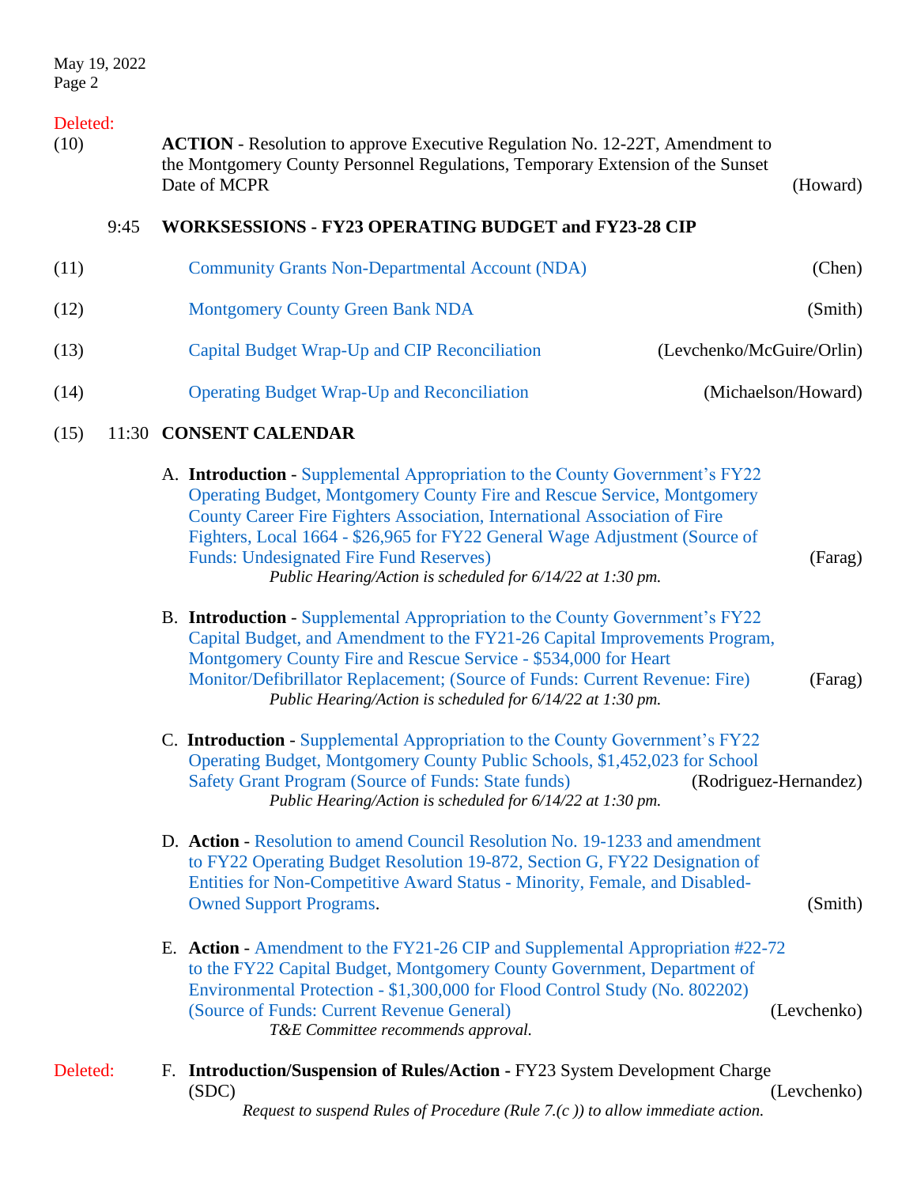Deleted:

(10) **ACTION** - Resolution to approve Executive Regulation No. 12-22T, Amendment to the Montgomery County Personnel Regulations, Temporary Extension of the Sunset Date of MCPR (Howard)

9:45 **WORKSESSIONS - FY23 OPERATING BUDGET and FY23-28 CIP**

(11) Community Grants Non-Departmental Account (NDA) (Chen)

(12) Montgomery County Green Bank NDA (Smith)

(13) Capital Budget Wrap-Up and CIP Reconciliation (Levchenko/McGuire/Orlin)

(14) Operating Budget Wrap-Up and Reconciliation (Michaelson/Howard)

(15) 11:30 **CONSENT CALENDAR**

A. **Introduction** - Supplemental Appropriation to the County Government's FY22 Operating Budget, Montgomery County Fire and Rescue Service, Montgomery County Career Fire Fighters Association, International Association of Fire Fighters, Local 1664 - $26,965 for FY22 General Wage Adjustment (Source of Funds: Undesignated Fire Fund Reserves) (Farag)
*Public Hearing/Action is scheduled for 6/14/22 at 1:30 pm.*

B. **Introduction** - Supplemental Appropriation to the County Government's FY22 Capital Budget, and Amendment to the FY21-26 Capital Improvements Program, Montgomery County Fire and Rescue Service - $534,000 for Heart Monitor/Defibrillator Replacement; (Source of Funds: Current Revenue: Fire) (Farag)
*Public Hearing/Action is scheduled for 6/14/22 at 1:30 pm.*

C. **Introduction** - Supplemental Appropriation to the County Government's FY22 Operating Budget, Montgomery County Public Schools, $1,452,023 for School Safety Grant Program (Source of Funds: State funds) (Rodriguez-Hernandez)
*Public Hearing/Action is scheduled for 6/14/22 at 1:30 pm.*

D. **Action** - Resolution to amend Council Resolution No. 19-1233 and amendment to FY22 Operating Budget Resolution 19-872, Section G, FY22 Designation of Entities for Non-Competitive Award Status - Minority, Female, and Disabled-Owned Support Programs. (Smith)

E. **Action** - Amendment to the FY21-26 CIP and Supplemental Appropriation #22-72 to the FY22 Capital Budget, Montgomery County Government, Department of Environmental Protection - $1,300,000 for Flood Control Study (No. 802202) (Source of Funds: Current Revenue General) (Levchenko)
*T&E Committee recommends approval.*

Deleted:

F. **Introduction/Suspension of Rules/Action** - FY23 System Development Charge (SDC) (Levchenko)
*Request to suspend Rules of Procedure (Rule 7.(c )) to allow immediate action.*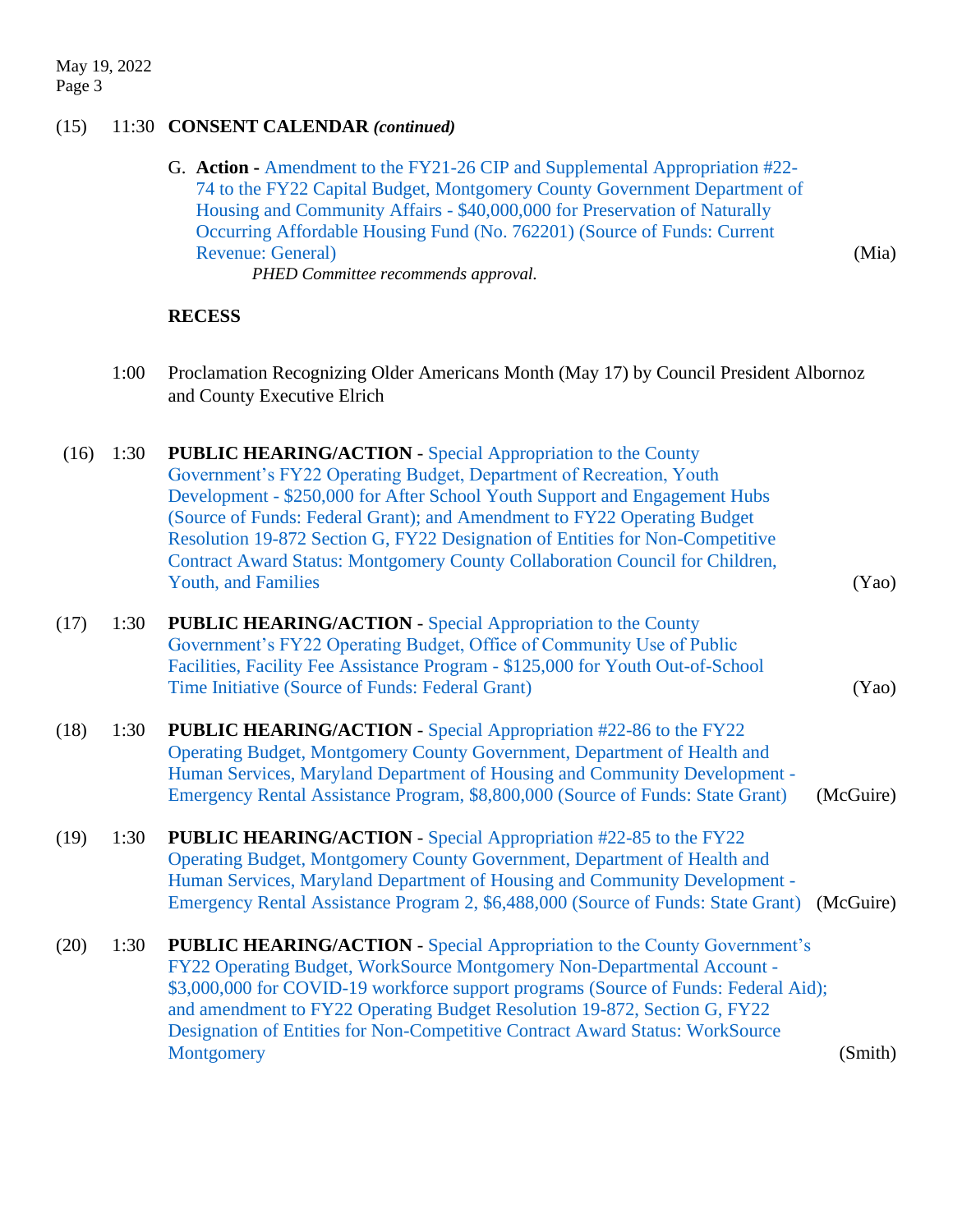(15) 11:30 **CONSENT CALENDAR** ***(continued)***

G. **Action -** Amendment to the FY21-26 CIP and Supplemental Appropriation #22-74 to the FY22 Capital Budget, Montgomery County Government Department of Housing and Community Affairs - $40,000,000 for Preservation of Naturally Occurring Affordable Housing Fund (No. 762201) (Source of Funds: Current Revenue: General) (Mia)

*PHED Committee recommends approval.*

**RECESS**

1:00 Proclamation Recognizing Older Americans Month (May 17) by Council President Albornoz and County Executive Elrich

(16) 1:30 **PUBLIC HEARING/ACTION** - Special Appropriation to the County Government's FY22 Operating Budget, Department of Recreation, Youth Development - $250,000 for After School Youth Support and Engagement Hubs (Source of Funds: Federal Grant); and Amendment to FY22 Operating Budget Resolution 19-872 Section G, FY22 Designation of Entities for Non-Competitive Contract Award Status: Montgomery County Collaboration Council for Children, Youth, and Families (Yao)

(17) 1:30 **PUBLIC HEARING/ACTION** - Special Appropriation to the County Government's FY22 Operating Budget, Office of Community Use of Public Facilities, Facility Fee Assistance Program - $125,000 for Youth Out-of-School Time Initiative (Source of Funds: Federal Grant) (Yao)

(18) 1:30 **PUBLIC HEARING/ACTION** - Special Appropriation #22-86 to the FY22 Operating Budget, Montgomery County Government, Department of Health and Human Services, Maryland Department of Housing and Community Development - Emergency Rental Assistance Program, $8,800,000 (Source of Funds: State Grant) (McGuire)

(19) 1:30 **PUBLIC HEARING/ACTION** - Special Appropriation #22-85 to the FY22 Operating Budget, Montgomery County Government, Department of Health and Human Services, Maryland Department of Housing and Community Development - Emergency Rental Assistance Program 2, $6,488,000 (Source of Funds: State Grant) (McGuire)

(20) 1:30 **PUBLIC HEARING/ACTION** - Special Appropriation to the County Government's FY22 Operating Budget, WorkSource Montgomery Non-Departmental Account - $3,000,000 for COVID-19 workforce support programs (Source of Funds: Federal Aid); and amendment to FY22 Operating Budget Resolution 19-872, Section G, FY22 Designation of Entities for Non-Competitive Contract Award Status: WorkSource Montgomery (Smith)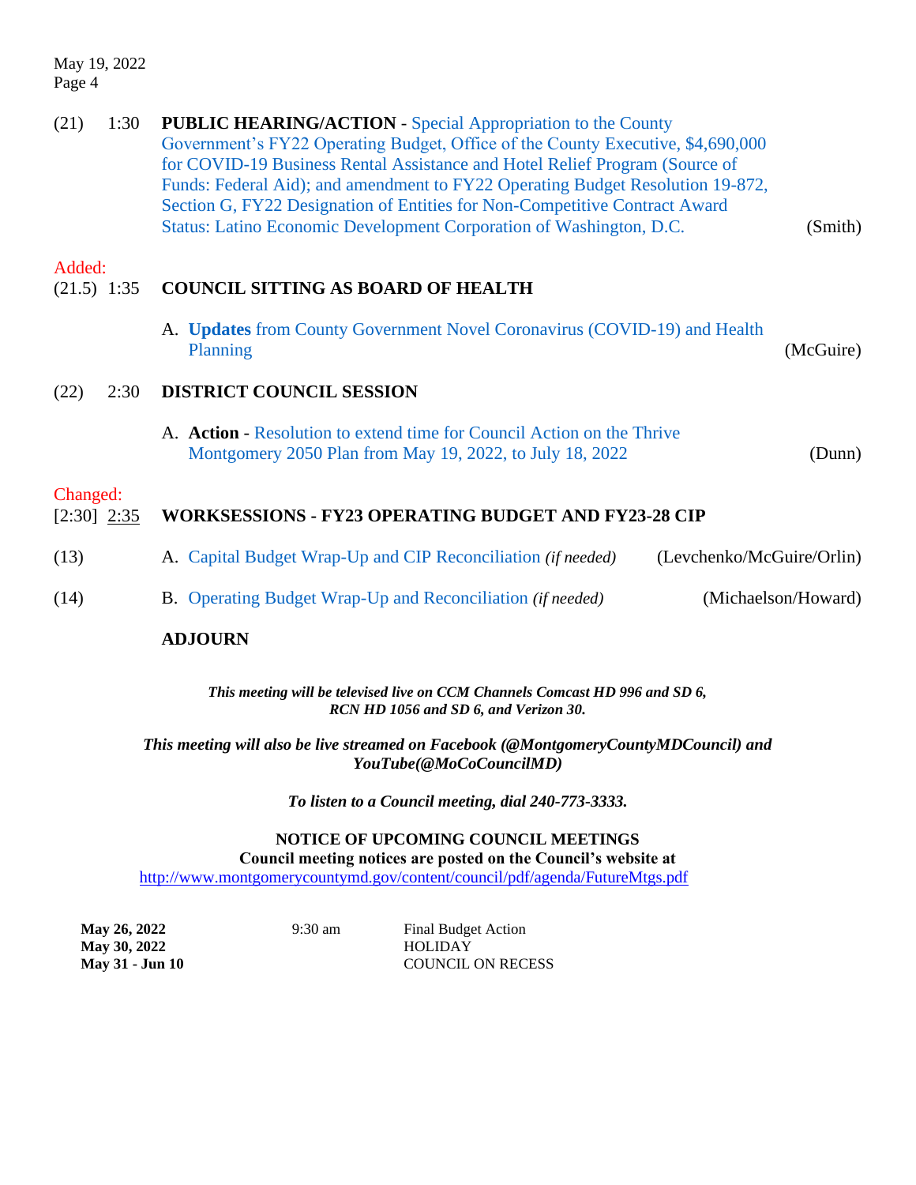(21) 1:30 **PUBLIC HEARING/ACTION** - Special Appropriation to the County Government's FY22 Operating Budget, Office of the County Executive, $4,690,000 for COVID-19 Business Rental Assistance and Hotel Relief Program (Source of Funds: Federal Aid); and amendment to FY22 Operating Budget Resolution 19-872, Section G, FY22 Designation of Entities for Non-Competitive Contract Award Status: Latino Economic Development Corporation of Washington, D.C. (Smith)

Added:

(21.5) 1:35 **COUNCIL SITTING AS BOARD OF HEALTH**

A. **Updates** from County Government Novel Coronavirus (COVID-19) and Health Planning (McGuire)

(22) 2:30 **DISTRICT COUNCIL SESSION**

A. **Action** - Resolution to extend time for Council Action on the Thrive Montgomery 2050 Plan from May 19, 2022, to July 18, 2022 (Dunn)

Changed:

[2:30] 2:35 **WORKSESSIONS - FY23 OPERATING BUDGET AND FY23-28 CIP**

(13) A. Capital Budget Wrap-Up and CIP Reconciliation *(if needed)* (Levchenko/McGuire/Orlin)

(14) B. Operating Budget Wrap-Up and Reconciliation *(if needed)* (Michaelson/Howard)

**ADJOURN**

***This meeting will be televised live on CCM Channels Comcast HD 996 and SD 6, RCN HD 1056 and SD 6, and Verizon 30.***

***This meeting will also be live streamed on Facebook (@MontgomeryCountyMDCouncil) and YouTube(@MoCoCouncilMD)***

***To listen to a Council meeting, dial 240-773-3333.***

**NOTICE OF UPCOMING COUNCIL MEETINGS**
**Council meeting notices are posted on the Council's website at**
http://www.montgomerycountymd.gov/content/council/pdf/agenda/FutureMtgs.pdf

| | | |
|---|---|---|
| **May 26, 2022** | 9:30 am | Final Budget Action |
| **May 30, 2022** | | HOLIDAY |
| **May 31 - Jun 10** | | COUNCIL ON RECESS |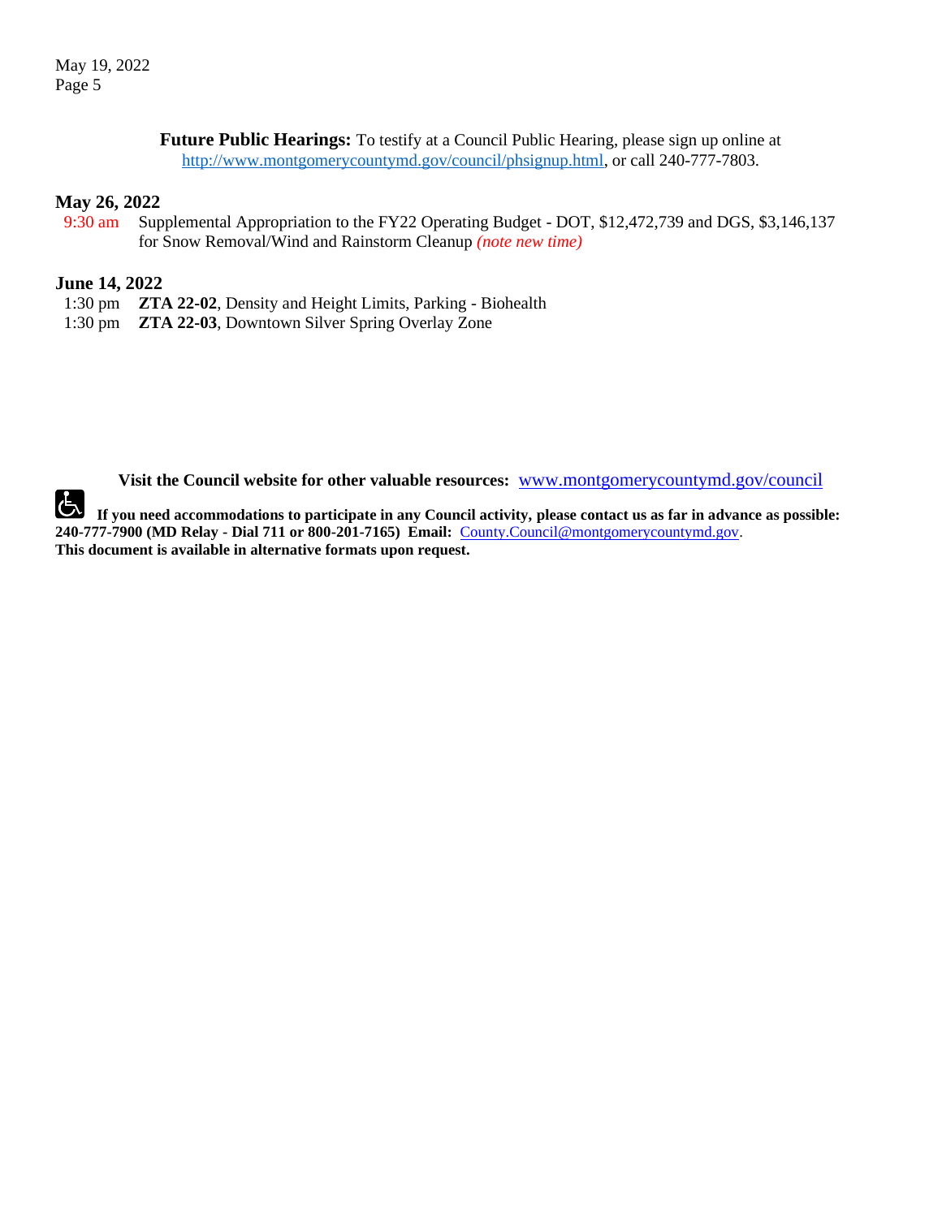**Future Public Hearings:** To testify at a Council Public Hearing, please sign up online at http://www.montgomerycountymd.gov/council/phsignup.html, or call 240-777-7803.

### May 26, 2022

9:30 am Supplemental Appropriation to the FY22 Operating Budget - DOT, $12,472,739 and DGS, $3,146,137 for Snow Removal/Wind and Rainstorm Cleanup *(note new time)*

### June 14, 2022

1:30 pm **ZTA 22-02**, Density and Height Limits, Parking - Biohealth

1:30 pm **ZTA 22-03**, Downtown Silver Spring Overlay Zone

**Visit the Council website for other valuable resources:** www.montgomerycountymd.gov/council

**If you need accommodations to participate in any Council activity, please contact us as far in advance as possible: 240-777-7900 (MD Relay - Dial 711 or 800-201-7165) Email:** County.Council@montgomerycountymd.gov.
**This document is available in alternative formats upon request.**